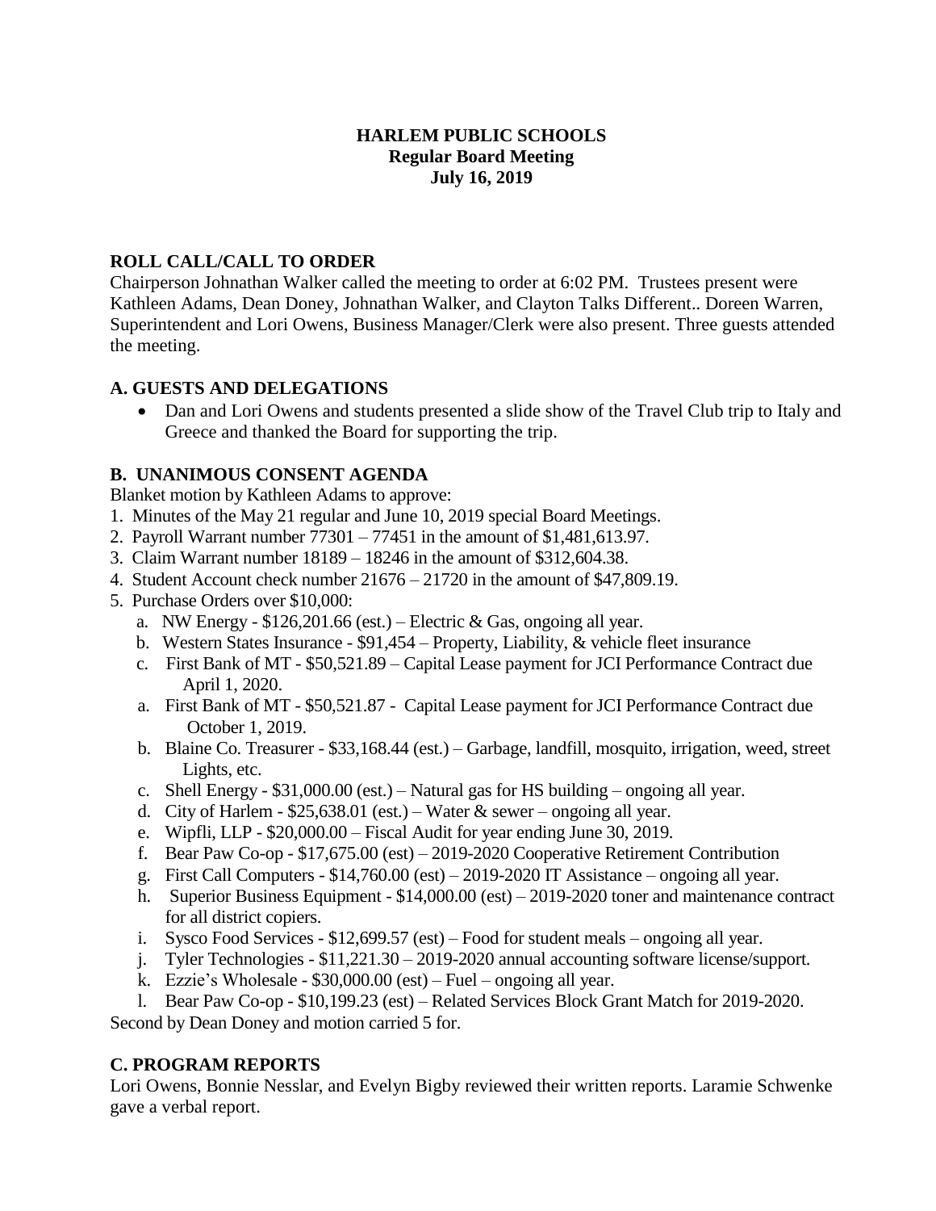# HARLEM PUBLIC SCHOOLS
## Regular Board Meeting
## July 16, 2019

### ROLL CALL/CALL TO ORDER

Chairperson Johnathan Walker called the meeting to order at 6:02 PM. Trustees present were Kathleen Adams, Dean Doney, Johnathan Walker, and Clayton Talks Different.. Doreen Warren, Superintendent and Lori Owens, Business Manager/Clerk were also present. Three guests attended the meeting.

### A. GUESTS AND DELEGATIONS

- Dan and Lori Owens and students presented a slide show of the Travel Club trip to Italy and Greece and thanked the Board for supporting the trip.

### B. UNANIMOUS CONSENT AGENDA

Blanket motion by Kathleen Adams to approve:

1. Minutes of the May 21 regular and June 10, 2019 special Board Meetings.
2. Payroll Warrant number 77301 – 77451 in the amount of $1,481,613.97.
3. Claim Warrant number 18189 – 18246 in the amount of $312,604.38.
4. Student Account check number 21676 – 21720 in the amount of $47,809.19.
5. Purchase Orders over $10,000:
   a. NW Energy - $126,201.66 (est.) – Electric & Gas, ongoing all year.
   b. Western States Insurance - $91,454 – Property, Liability, & vehicle fleet insurance
   c. First Bank of MT - $50,521.89 – Capital Lease payment for JCI Performance Contract due April 1, 2020.
   a. First Bank of MT - $50,521.87 - Capital Lease payment for JCI Performance Contract due October 1, 2019.
   b. Blaine Co. Treasurer - $33,168.44 (est.) – Garbage, landfill, mosquito, irrigation, weed, street Lights, etc.
   c. Shell Energy - $31,000.00 (est.) – Natural gas for HS building – ongoing all year.
   d. City of Harlem - $25,638.01 (est.) – Water & sewer – ongoing all year.
   e. Wipfli, LLP - $20,000.00 – Fiscal Audit for year ending June 30, 2019.
   f. Bear Paw Co-op - $17,675.00 (est) – 2019-2020 Cooperative Retirement Contribution
   g. First Call Computers - $14,760.00 (est) – 2019-2020 IT Assistance – ongoing all year.
   h. Superior Business Equipment - $14,000.00 (est) – 2019-2020 toner and maintenance contract for all district copiers.
   i. Sysco Food Services - $12,699.57 (est) – Food for student meals – ongoing all year.
   j. Tyler Technologies - $11,221.30 – 2019-2020 annual accounting software license/support.
   k. Ezzie's Wholesale - $30,000.00 (est) – Fuel – ongoing all year.
   l. Bear Paw Co-op - $10,199.23 (est) – Related Services Block Grant Match for 2019-2020.

Second by Dean Doney and motion carried 5 for.

### C. PROGRAM REPORTS

Lori Owens, Bonnie Nesslar, and Evelyn Bigby reviewed their written reports. Laramie Schwenke gave a verbal report.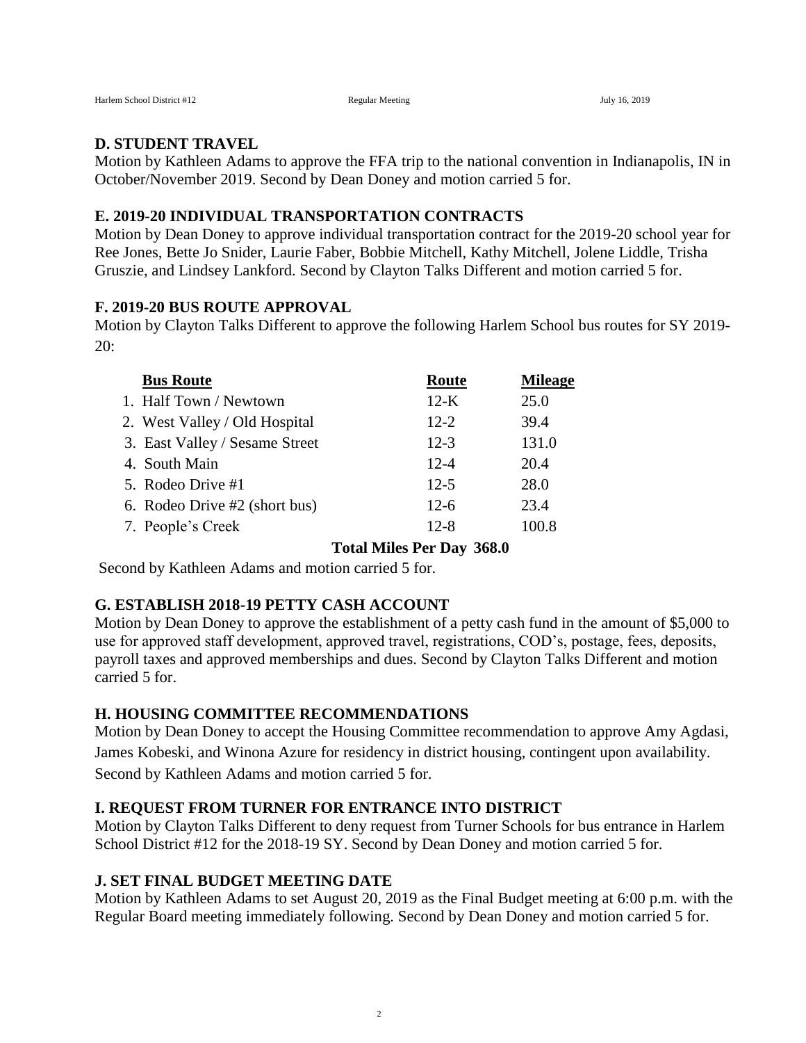## D. STUDENT TRAVEL

Motion by Kathleen Adams to approve the FFA trip to the national convention in Indianapolis, IN in October/November 2019. Second by Dean Doney and motion carried 5 for.

## E. 2019-20 INDIVIDUAL TRANSPORTATION CONTRACTS

Motion by Dean Doney to approve individual transportation contract for the 2019-20 school year for Ree Jones, Bette Jo Snider, Laurie Faber, Bobbie Mitchell, Kathy Mitchell, Jolene Liddle, Trisha Gruszie, and Lindsey Lankford. Second by Clayton Talks Different and motion carried 5 for.

## F. 2019-20 BUS ROUTE APPROVAL

Motion by Clayton Talks Different to approve the following Harlem School bus routes for SY 2019-20:

| Bus Route | Route | Mileage |
|---|---|---|
| 1. Half Town / Newtown | 12-K | 25.0 |
| 2. West Valley / Old Hospital | 12-2 | 39.4 |
| 3. East Valley / Sesame Street | 12-3 | 131.0 |
| 4. South Main | 12-4 | 20.4 |
| 5. Rodeo Drive #1 | 12-5 | 28.0 |
| 6. Rodeo Drive #2 (short bus) | 12-6 | 23.4 |
| 7. People's Creek | 12-8 | 100.8 |
| | **Total Miles Per Day** | **368.0** |

Second by Kathleen Adams and motion carried 5 for.

## G. ESTABLISH 2018-19 PETTY CASH ACCOUNT

Motion by Dean Doney to approve the establishment of a petty cash fund in the amount of $5,000 to use for approved staff development, approved travel, registrations, COD's, postage, fees, deposits, payroll taxes and approved memberships and dues. Second by Clayton Talks Different and motion carried 5 for.

## H. HOUSING COMMITTEE RECOMMENDATIONS

Motion by Dean Doney to accept the Housing Committee recommendation to approve Amy Agdasi, James Kobeski, and Winona Azure for residency in district housing, contingent upon availability. Second by Kathleen Adams and motion carried 5 for.

## I. REQUEST FROM TURNER FOR ENTRANCE INTO DISTRICT

Motion by Clayton Talks Different to deny request from Turner Schools for bus entrance in Harlem School District #12 for the 2018-19 SY. Second by Dean Doney and motion carried 5 for.

## J. SET FINAL BUDGET MEETING DATE

Motion by Kathleen Adams to set August 20, 2019 as the Final Budget meeting at 6:00 p.m. with the Regular Board meeting immediately following. Second by Dean Doney and motion carried 5 for.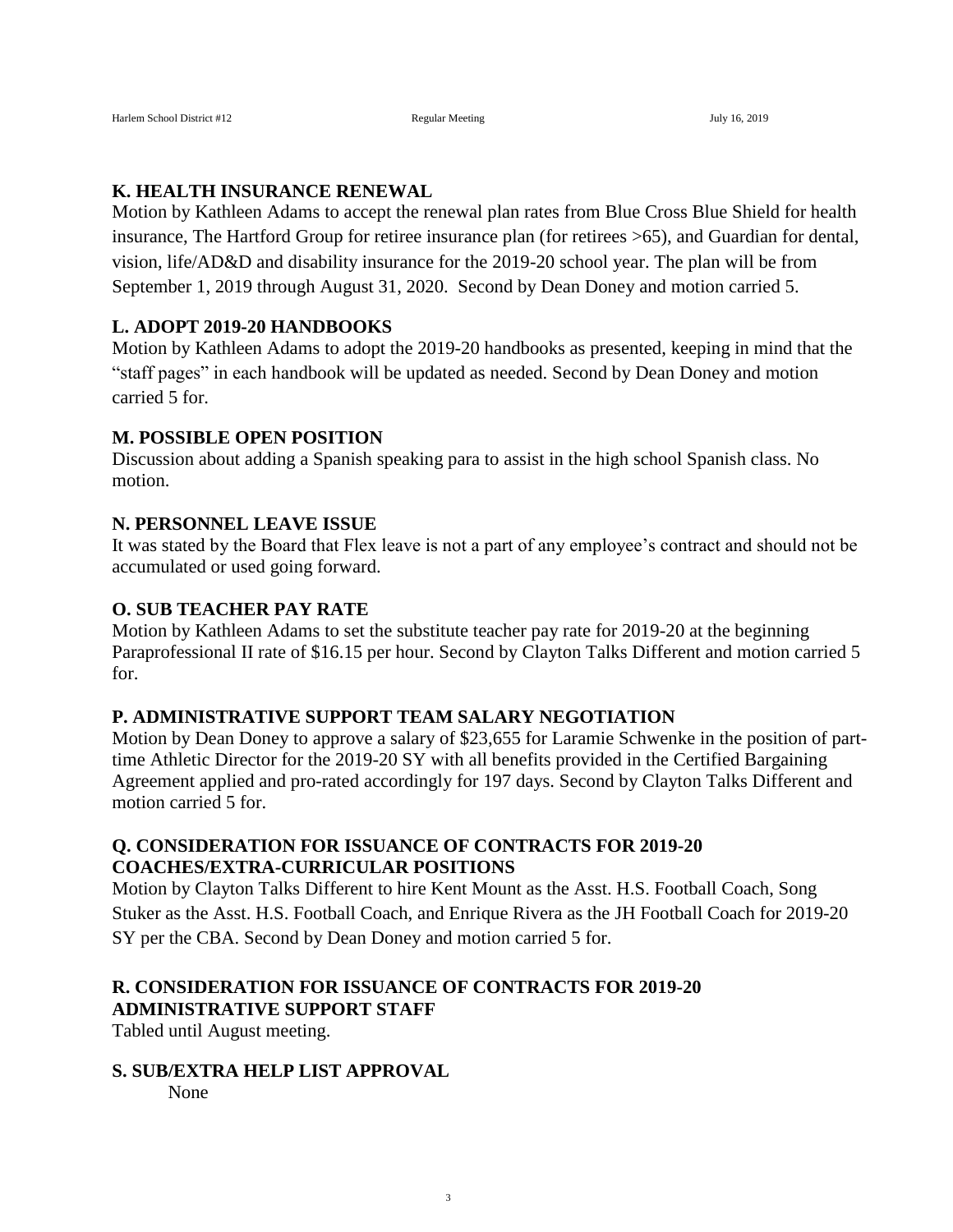## K. HEALTH INSURANCE RENEWAL

Motion by Kathleen Adams to accept the renewal plan rates from Blue Cross Blue Shield for health insurance, The Hartford Group for retiree insurance plan (for retirees >65), and Guardian for dental, vision, life/AD&D and disability insurance for the 2019-20 school year. The plan will be from September 1, 2019 through August 31, 2020. Second by Dean Doney and motion carried 5.

## L. ADOPT 2019-20 HANDBOOKS

Motion by Kathleen Adams to adopt the 2019-20 handbooks as presented, keeping in mind that the "staff pages" in each handbook will be updated as needed. Second by Dean Doney and motion carried 5 for.

## M. POSSIBLE OPEN POSITION

Discussion about adding a Spanish speaking para to assist in the high school Spanish class. No motion.

## N. PERSONNEL LEAVE ISSUE

It was stated by the Board that Flex leave is not a part of any employee's contract and should not be accumulated or used going forward.

## O. SUB TEACHER PAY RATE

Motion by Kathleen Adams to set the substitute teacher pay rate for 2019-20 at the beginning Paraprofessional II rate of $16.15 per hour. Second by Clayton Talks Different and motion carried 5 for.

## P. ADMINISTRATIVE SUPPORT TEAM SALARY NEGOTIATION

Motion by Dean Doney to approve a salary of $23,655 for Laramie Schwenke in the position of part-time Athletic Director for the 2019-20 SY with all benefits provided in the Certified Bargaining Agreement applied and pro-rated accordingly for 197 days. Second by Clayton Talks Different and motion carried 5 for.

## Q. CONSIDERATION FOR ISSUANCE OF CONTRACTS FOR 2019-20 COACHES/EXTRA-CURRICULAR POSITIONS

Motion by Clayton Talks Different to hire Kent Mount as the Asst. H.S. Football Coach, Song Stuker as the Asst. H.S. Football Coach, and Enrique Rivera as the JH Football Coach for 2019-20 SY per the CBA. Second by Dean Doney and motion carried 5 for.

## R. CONSIDERATION FOR ISSUANCE OF CONTRACTS FOR 2019-20 ADMINISTRATIVE SUPPORT STAFF

Tabled until August meeting.

## S. SUB/EXTRA HELP LIST APPROVAL

None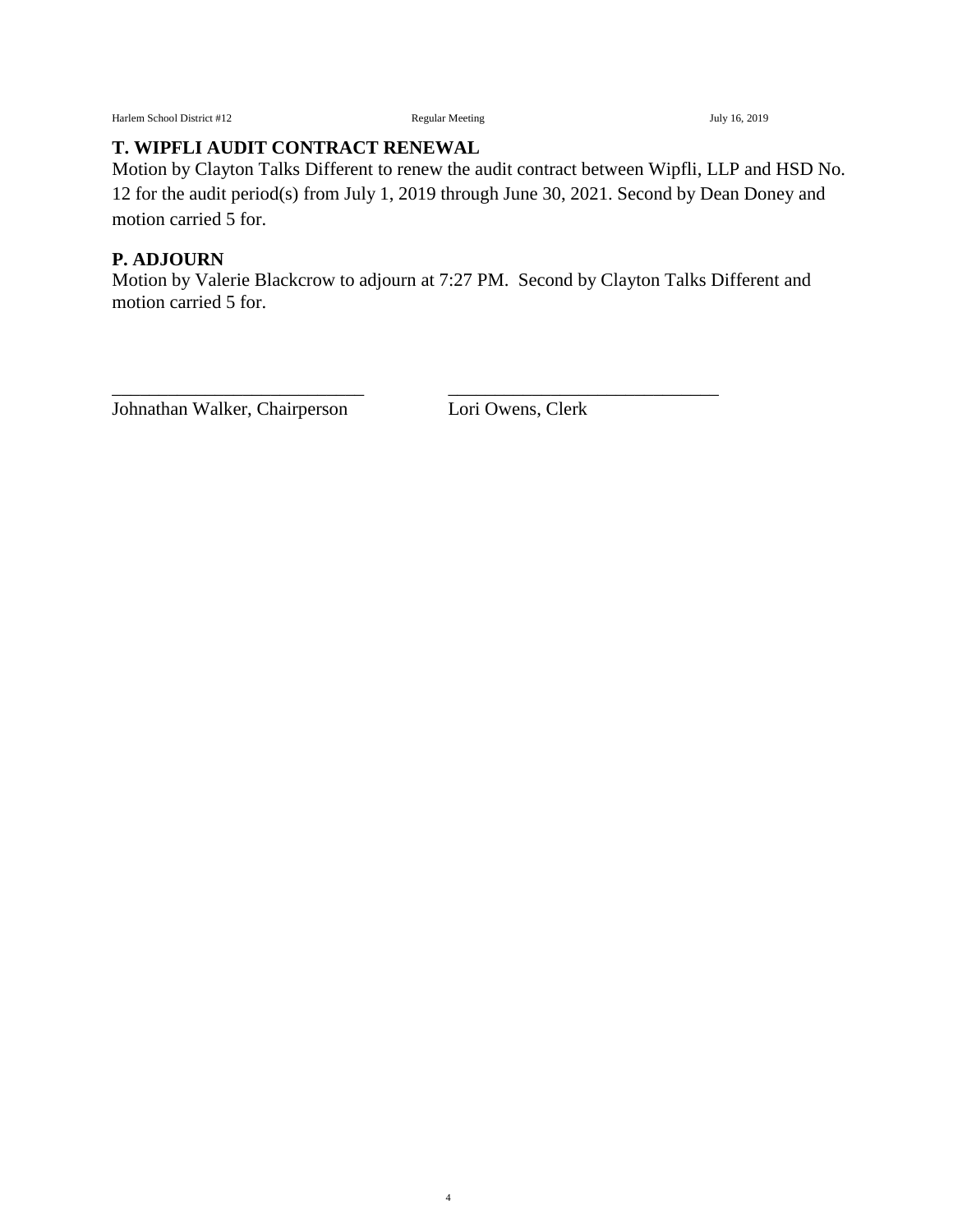## T. WIPFLI AUDIT CONTRACT RENEWAL

Motion by Clayton Talks Different to renew the audit contract between Wipfli, LLP and HSD No. 12 for the audit period(s) from July 1, 2019 through June 30, 2021. Second by Dean Doney and motion carried 5 for.

## P. ADJOURN

Motion by Valerie Blackcrow to adjourn at 7:27 PM. Second by Clayton Talks Different and motion carried 5 for.

\_\_\_\_\_\_\_\_\_\_\_\_\_\_\_\_\_\_\_\_\_\_\_\_\_\_\_\_ \_\_\_\_\_\_\_\_\_\_\_\_\_\_\_\_\_\_\_\_\_\_\_\_\_\_\_\_\_\_\_

Johnathan Walker, Chairperson Lori Owens, Clerk